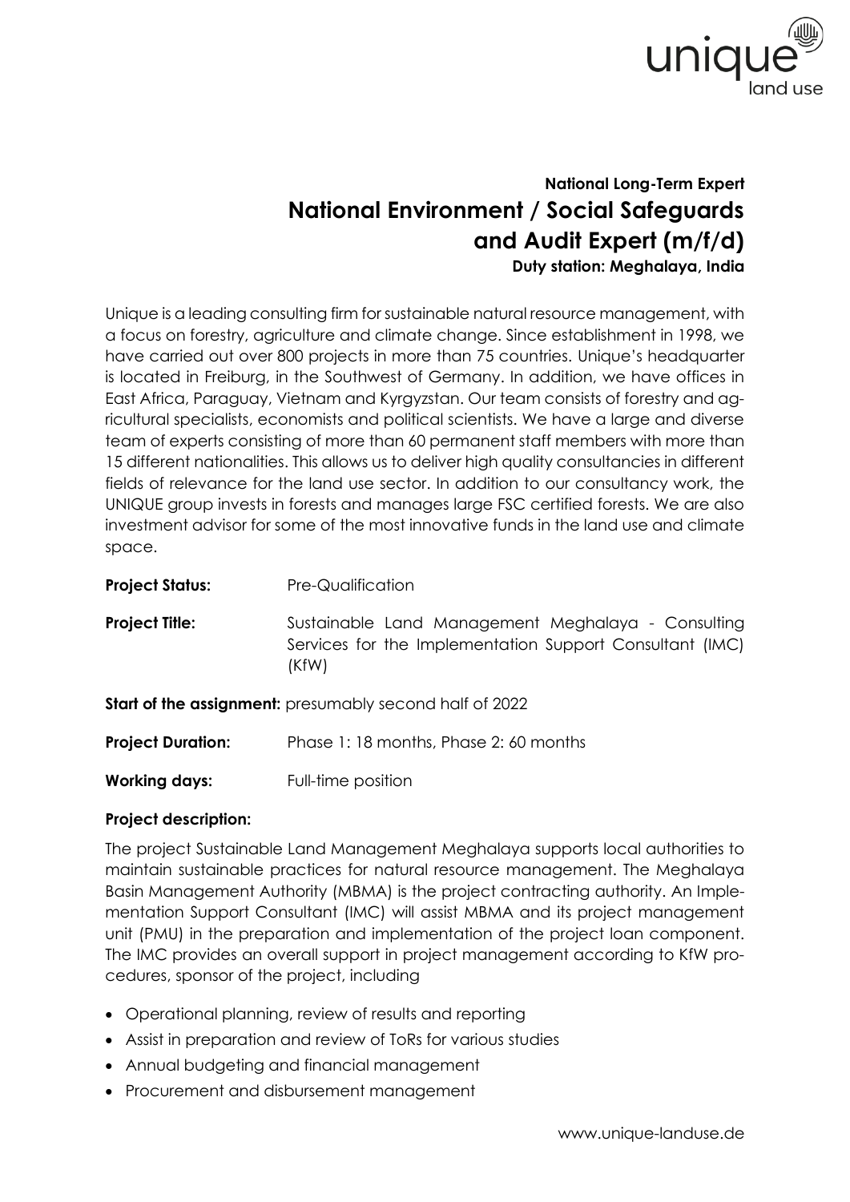**National Long-Term Expert**

# National Environment / Social Safeguards and Audit Expert (m/f/d)

**Duty station: Meghalaya, India**

Unique is a leading consulting firm for sustainable natural resource management, with a focus on forestry, agriculture and climate change. Since establishment in 1998, we have carried out over 800 projects in more than 75 countries. Unique's headquarter is located in Freiburg, in the Southwest of Germany. In addition, we have offices in East Africa, Paraguay, Vietnam and Kyrgyzstan. Our team consists of forestry and agricultural specialists, economists and political scientists. We have a large and diverse team of experts consisting of more than 60 permanent staff members with more than 15 different nationalities. This allows us to deliver high quality consultancies in different fields of relevance for the land use sector. In addition to our consultancy work, the UNIQUE group invests in forests and manages large FSC certified forests. We are also investment advisor for some of the most innovative funds in the land use and climate space.

**Project Status:** Pre-Qualification

**Project Title:** Sustainable Land Management Meghalaya - Consulting Services for the Implementation Support Consultant (IMC) (KfW)

**Start of the assignment:** presumably second half of 2022

**Project Duration:** Phase 1: 18 months, Phase 2: 60 months

**Working days:** Full-time position

**Project description:**

The project Sustainable Land Management Meghalaya supports local authorities to maintain sustainable practices for natural resource management. The Meghalaya Basin Management Authority (MBMA) is the project contracting authority. An Implementation Support Consultant (IMC) will assist MBMA and its project management unit (PMU) in the preparation and implementation of the project loan component. The IMC provides an overall support in project management according to KfW procedures, sponsor of the project, including

- Operational planning, review of results and reporting
- Assist in preparation and review of ToRs for various studies
- Annual budgeting and financial management
- Procurement and disbursement management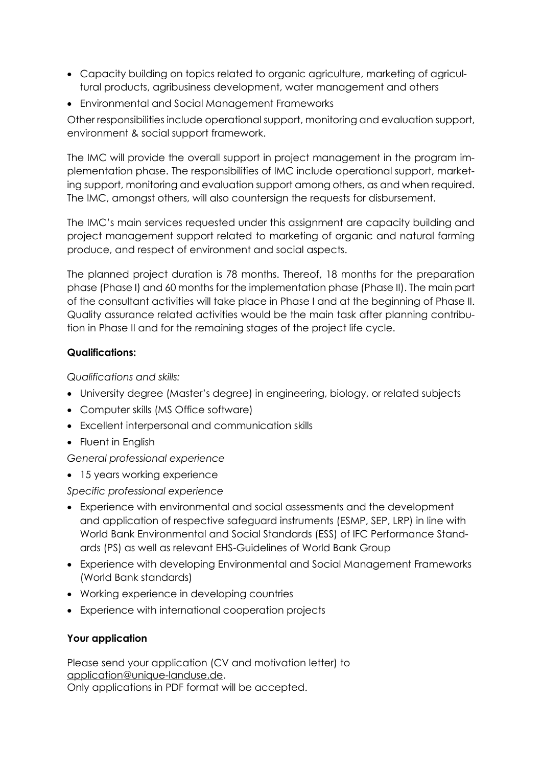- Capacity building on topics related to organic agriculture, marketing of agricultural products, agribusiness development, water management and others
- Environmental and Social Management Frameworks

Other responsibilities include operational support, monitoring and evaluation support, environment & social support framework.

The IMC will provide the overall support in project management in the program implementation phase. The responsibilities of IMC include operational support, marketing support, monitoring and evaluation support among others, as and when required. The IMC, amongst others, will also countersign the requests for disbursement.

The IMC's main services requested under this assignment are capacity building and project management support related to marketing of organic and natural farming produce, and respect of environment and social aspects.

The planned project duration is 78 months. Thereof, 18 months for the preparation phase (Phase I) and 60 months for the implementation phase (Phase II). The main part of the consultant activities will take place in Phase I and at the beginning of Phase II. Quality assurance related activities would be the main task after planning contribution in Phase II and for the remaining stages of the project life cycle.

**Qualifications:**

*Qualifications and skills:*

- University degree (Master's degree) in engineering, biology, or related subjects
- Computer skills (MS Office software)
- Excellent interpersonal and communication skills
- Fluent in English

*General professional experience*

- 15 years working experience

*Specific professional experience*

- Experience with environmental and social assessments and the development and application of respective safeguard instruments (ESMP, SEP, LRP) in line with World Bank Environmental and Social Standards (ESS) of IFC Performance Standards (PS) as well as relevant EHS-Guidelines of World Bank Group
- Experience with developing Environmental and Social Management Frameworks (World Bank standards)
- Working experience in developing countries
- Experience with international cooperation projects

**Your application**

Please send your application (CV and motivation letter) to application@unique-landuse.de.
Only applications in PDF format will be accepted.